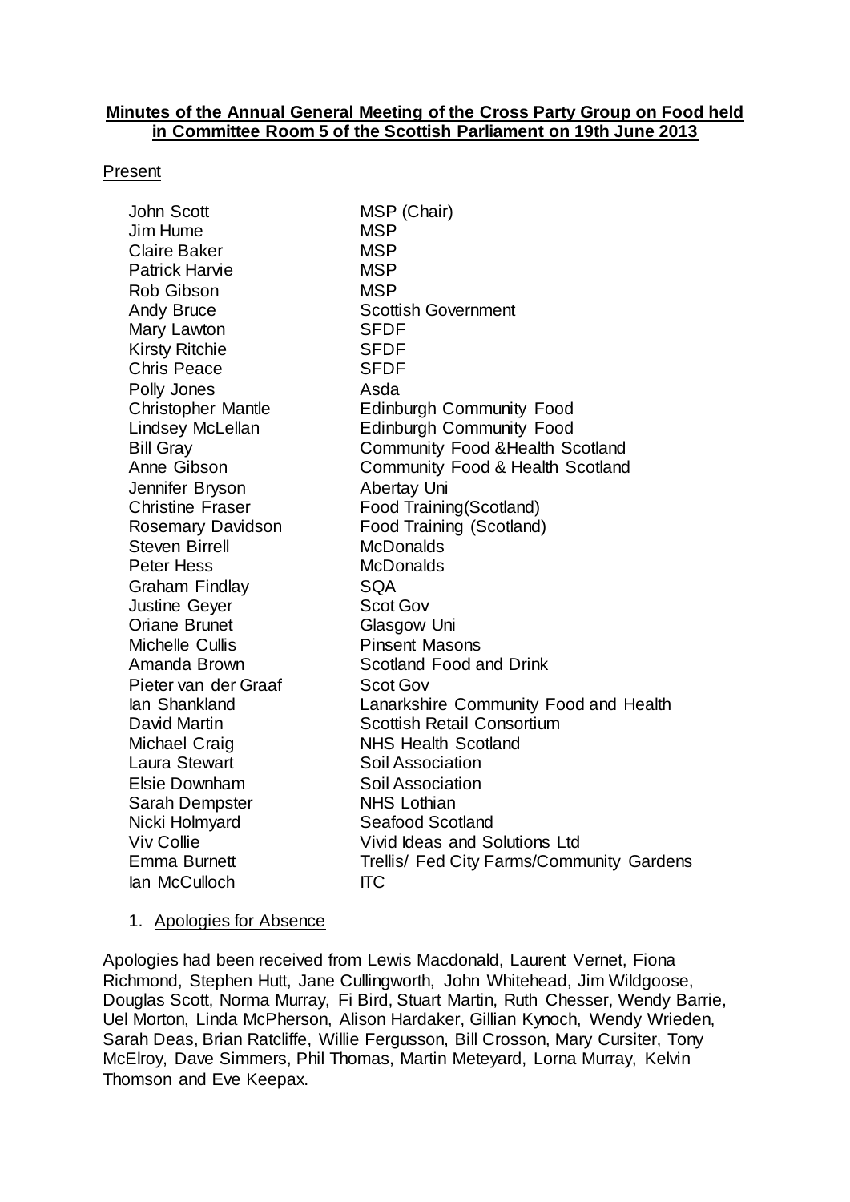**Minutes of the Annual General Meeting of the Cross Party Group on Food held in Committee Room 5 of the Scottish Parliament on 19th June 2013**

Present

| | |
|---|---|
| John Scott | MSP (Chair) |
| Jim Hume | MSP |
| Claire Baker | MSP |
| Patrick Harvie | MSP |
| Rob Gibson | MSP |
| Andy Bruce | Scottish Government |
| Mary Lawton | SFDF |
| Kirsty Ritchie | SFDF |
| Chris Peace | SFDF |
| Polly Jones | Asda |
| Christopher Mantle | Edinburgh Community Food |
| Lindsey McLellan | Edinburgh Community Food |
| Bill Gray | Community Food &Health Scotland |
| Anne Gibson | Community Food & Health Scotland |
| Jennifer Bryson | Abertay Uni |
| Christine Fraser | Food Training(Scotland) |
| Rosemary Davidson | Food Training (Scotland) |
| Steven Birrell | McDonalds |
| Peter Hess | McDonalds |
| Graham Findlay | SQA |
| Justine Geyer | Scot Gov |
| Oriane Brunet | Glasgow Uni |
| Michelle Cullis | Pinsent Masons |
| Amanda Brown | Scotland Food and Drink |
| Pieter van der Graaf | Scot Gov |
| Ian Shankland | Lanarkshire Community Food and Health |
| David Martin | Scottish Retail Consortium |
| Michael Craig | NHS Health Scotland |
| Laura Stewart | Soil Association |
| Elsie Downham | Soil Association |
| Sarah Dempster | NHS Lothian |
| Nicki Holmyard | Seafood Scotland |
| Viv Collie | Vivid Ideas and Solutions Ltd |
| Emma Burnett | Trellis/ Fed City Farms/Community Gardens |
| Ian McCulloch | ITC |

1. Apologies for Absence

Apologies had been received from Lewis Macdonald, Laurent Vernet, Fiona Richmond, Stephen Hutt, Jane Cullingworth, John Whitehead, Jim Wildgoose, Douglas Scott, Norma Murray, Fi Bird, Stuart Martin, Ruth Chesser, Wendy Barrie, Uel Morton, Linda McPherson, Alison Hardaker, Gillian Kynoch, Wendy Wrieden, Sarah Deas, Brian Ratcliffe, Willie Fergusson, Bill Crosson, Mary Cursiter, Tony McElroy, Dave Simmers, Phil Thomas, Martin Meteyard, Lorna Murray, Kelvin Thomson and Eve Keepax.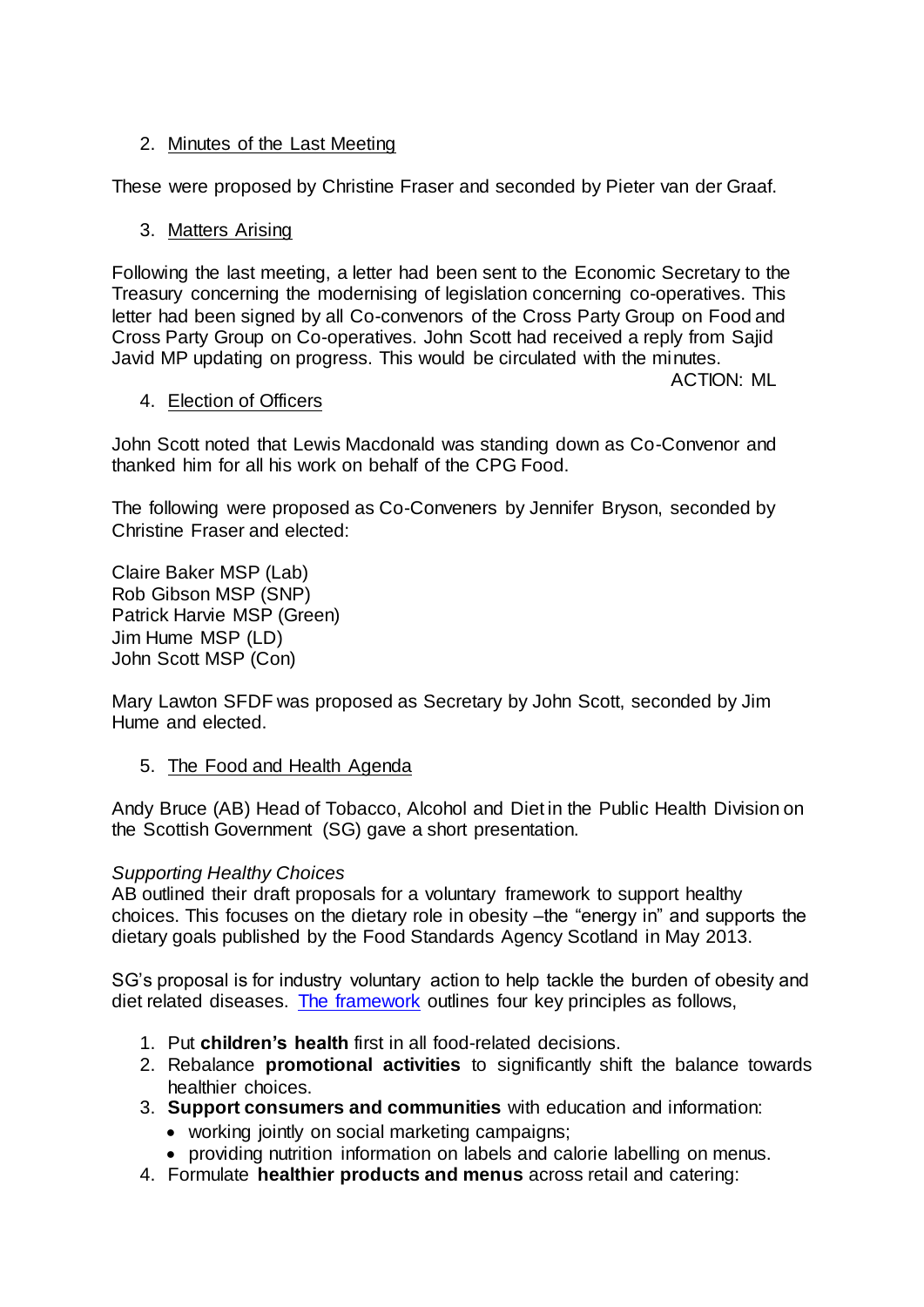2. Minutes of the Last Meeting

These were proposed by Christine Fraser and seconded by Pieter van der Graaf.

3. Matters Arising

Following the last meeting, a letter had been sent to the Economic Secretary to the Treasury concerning the modernising of legislation concerning co-operatives. This letter had been signed by all Co-convenors of the Cross Party Group on Food and Cross Party Group on Co-operatives. John Scott had received a reply from Sajid Javid MP updating on progress. This would be circulated with the minutes.

ACTION: ML

4. Election of Officers

John Scott noted that Lewis Macdonald was standing down as Co-Convenor and thanked him for all his work on behalf of the CPG Food.

The following were proposed as Co-Conveners by Jennifer Bryson, seconded by Christine Fraser and elected:

Claire Baker MSP (Lab)
Rob Gibson MSP (SNP)
Patrick Harvie MSP (Green)
Jim Hume MSP (LD)
John Scott MSP (Con)

Mary Lawton SFDF was proposed as Secretary by John Scott, seconded by Jim Hume and elected.

5. The Food and Health Agenda

Andy Bruce (AB) Head of Tobacco, Alcohol and Diet in the Public Health Division on the Scottish Government (SG) gave a short presentation.

*Supporting Healthy Choices*
AB outlined their draft proposals for a voluntary framework to support healthy choices. This focuses on the dietary role in obesity –the "energy in" and supports the dietary goals published by the Food Standards Agency Scotland in May 2013.

SG's proposal is for industry voluntary action to help tackle the burden of obesity and diet related diseases. The framework outlines four key principles as follows,

1. Put **children's health** first in all food-related decisions.
2. Rebalance **promotional activities** to significantly shift the balance towards healthier choices.
3. **Support consumers and communities** with education and information:
   - working jointly on social marketing campaigns;
   - providing nutrition information on labels and calorie labelling on menus.
4. Formulate **healthier products and menus** across retail and catering: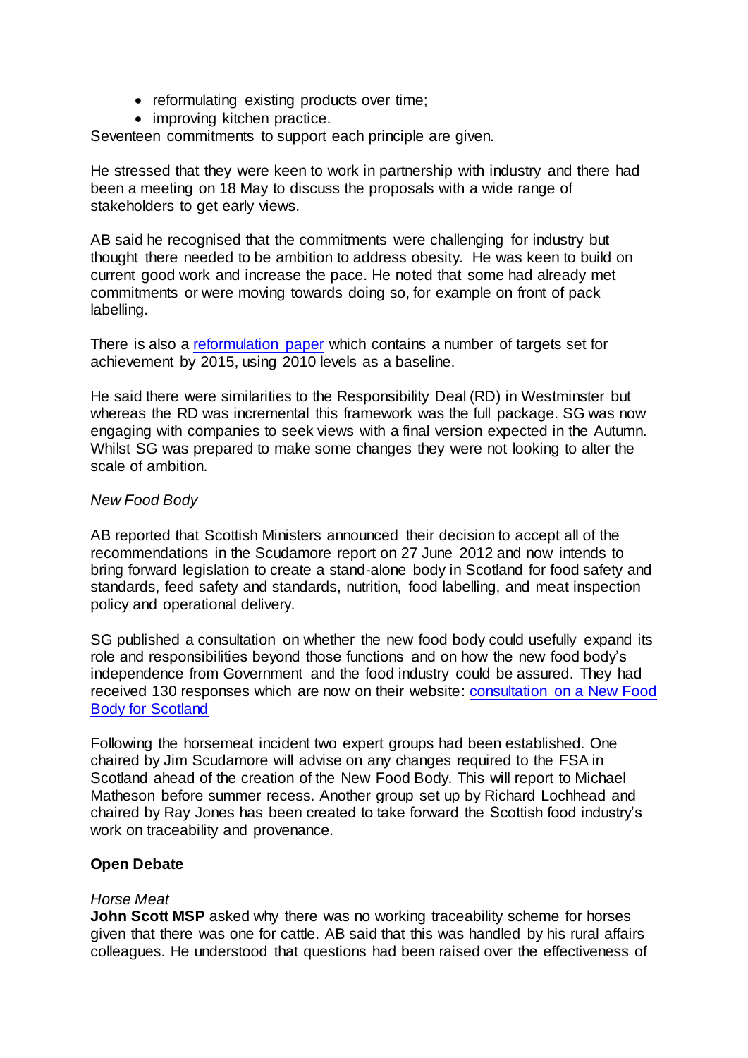- reformulating existing products over time;
- improving kitchen practice.

Seventeen commitments to support each principle are given.

He stressed that they were keen to work in partnership with industry and there had been a meeting on 18 May to discuss the proposals with a wide range of stakeholders to get early views.

AB said he recognised that the commitments were challenging for industry but thought there needed to be ambition to address obesity. He was keen to build on current good work and increase the pace. He noted that some had already met commitments or were moving towards doing so, for example on front of pack labelling.

There is also a reformulation paper which contains a number of targets set for achievement by 2015, using 2010 levels as a baseline.

He said there were similarities to the Responsibility Deal (RD) in Westminster but whereas the RD was incremental this framework was the full package. SG was now engaging with companies to seek views with a final version expected in the Autumn. Whilst SG was prepared to make some changes they were not looking to alter the scale of ambition.

*New Food Body*

AB reported that Scottish Ministers announced their decision to accept all of the recommendations in the Scudamore report on 27 June 2012 and now intends to bring forward legislation to create a stand-alone body in Scotland for food safety and standards, feed safety and standards, nutrition, food labelling, and meat inspection policy and operational delivery.

SG published a consultation on whether the new food body could usefully expand its role and responsibilities beyond those functions and on how the new food body's independence from Government and the food industry could be assured. They had received 130 responses which are now on their website: consultation on a New Food Body for Scotland

Following the horsemeat incident two expert groups had been established. One chaired by Jim Scudamore will advise on any changes required to the FSA in Scotland ahead of the creation of the New Food Body. This will report to Michael Matheson before summer recess. Another group set up by Richard Lochhead and chaired by Ray Jones has been created to take forward the Scottish food industry's work on traceability and provenance.

**Open Debate**

*Horse Meat*

**John Scott MSP** asked why there was no working traceability scheme for horses given that there was one for cattle. AB said that this was handled by his rural affairs colleagues. He understood that questions had been raised over the effectiveness of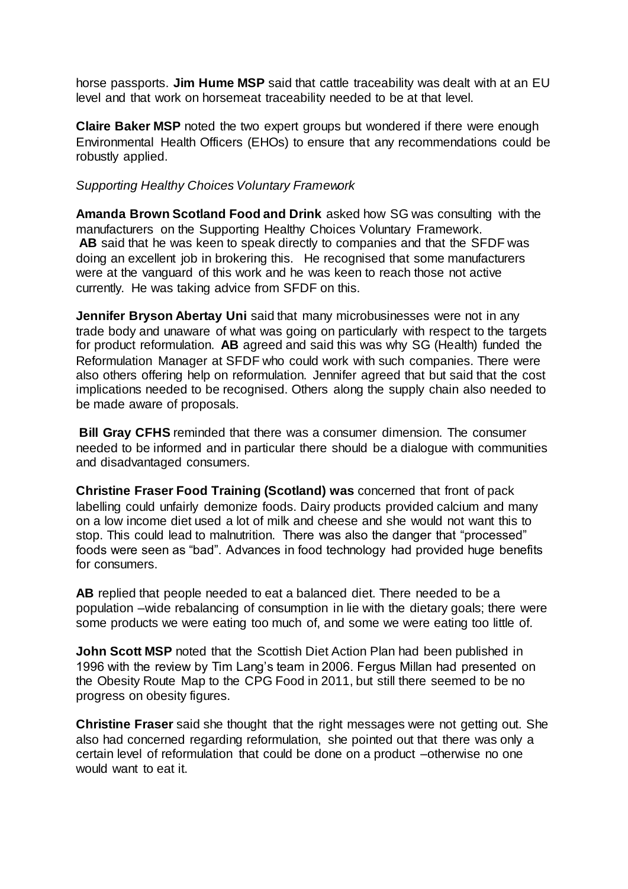horse passports. **Jim Hume MSP** said that cattle traceability was dealt with at an EU level and that work on horsemeat traceability needed to be at that level.

**Claire Baker MSP** noted the two expert groups but wondered if there were enough Environmental Health Officers (EHOs) to ensure that any recommendations could be robustly applied.

*Supporting Healthy Choices Voluntary Framework*

**Amanda Brown Scotland Food and Drink** asked how SG was consulting with the manufacturers on the Supporting Healthy Choices Voluntary Framework. **AB** said that he was keen to speak directly to companies and that the SFDF was doing an excellent job in brokering this. He recognised that some manufacturers were at the vanguard of this work and he was keen to reach those not active currently. He was taking advice from SFDF on this.

**Jennifer Bryson Abertay Uni** said that many microbusinesses were not in any trade body and unaware of what was going on particularly with respect to the targets for product reformulation. **AB** agreed and said this was why SG (Health) funded the Reformulation Manager at SFDF who could work with such companies. There were also others offering help on reformulation. Jennifer agreed that but said that the cost implications needed to be recognised. Others along the supply chain also needed to be made aware of proposals.

**Bill Gray CFHS** reminded that there was a consumer dimension. The consumer needed to be informed and in particular there should be a dialogue with communities and disadvantaged consumers.

**Christine Fraser Food Training (Scotland) was** concerned that front of pack labelling could unfairly demonize foods. Dairy products provided calcium and many on a low income diet used a lot of milk and cheese and she would not want this to stop. This could lead to malnutrition. There was also the danger that "processed" foods were seen as "bad". Advances in food technology had provided huge benefits for consumers.

**AB** replied that people needed to eat a balanced diet. There needed to be a population –wide rebalancing of consumption in lie with the dietary goals; there were some products we were eating too much of, and some we were eating too little of.

**John Scott MSP** noted that the Scottish Diet Action Plan had been published in 1996 with the review by Tim Lang's team in 2006. Fergus Millan had presented on the Obesity Route Map to the CPG Food in 2011, but still there seemed to be no progress on obesity figures.

**Christine Fraser** said she thought that the right messages were not getting out. She also had concerned regarding reformulation, she pointed out that there was only a certain level of reformulation that could be done on a product –otherwise no one would want to eat it.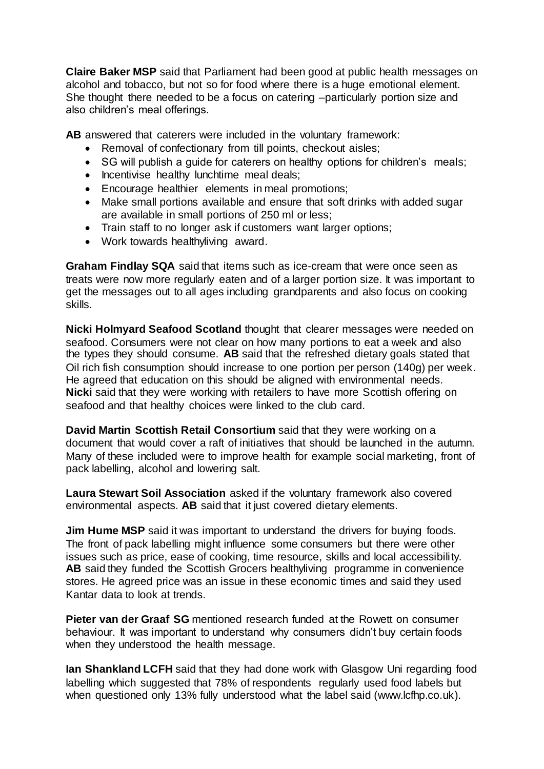**Claire Baker MSP** said that Parliament had been good at public health messages on alcohol and tobacco, but not so for food where there is a huge emotional element. She thought there needed to be a focus on catering –particularly portion size and also children's meal offerings.

**AB** answered that caterers were included in the voluntary framework:

- Removal of confectionary from till points, checkout aisles;
- SG will publish a guide for caterers on healthy options for children's meals;
- Incentivise healthy lunchtime meal deals;
- Encourage healthier elements in meal promotions;
- Make small portions available and ensure that soft drinks with added sugar are available in small portions of 250 ml or less;
- Train staff to no longer ask if customers want larger options;
- Work towards healthyliving award.

**Graham Findlay SQA** said that items such as ice-cream that were once seen as treats were now more regularly eaten and of a larger portion size. It was important to get the messages out to all ages including grandparents and also focus on cooking skills.

**Nicki Holmyard Seafood Scotland** thought that clearer messages were needed on seafood. Consumers were not clear on how many portions to eat a week and also the types they should consume. **AB** said that the refreshed dietary goals stated that Oil rich fish consumption should increase to one portion per person (140g) per week. He agreed that education on this should be aligned with environmental needs. **Nicki** said that they were working with retailers to have more Scottish offering on seafood and that healthy choices were linked to the club card.

**David Martin Scottish Retail Consortium** said that they were working on a document that would cover a raft of initiatives that should be launched in the autumn. Many of these included were to improve health for example social marketing, front of pack labelling, alcohol and lowering salt.

**Laura Stewart Soil Association** asked if the voluntary framework also covered environmental aspects. **AB** said that it just covered dietary elements.

**Jim Hume MSP** said it was important to understand the drivers for buying foods. The front of pack labelling might influence some consumers but there were other issues such as price, ease of cooking, time resource, skills and local accessibility. **AB** said they funded the Scottish Grocers healthyliving programme in convenience stores. He agreed price was an issue in these economic times and said they used Kantar data to look at trends.

**Pieter van der Graaf SG** mentioned research funded at the Rowett on consumer behaviour. It was important to understand why consumers didn't buy certain foods when they understood the health message.

**Ian Shankland LCFH** said that they had done work with Glasgow Uni regarding food labelling which suggested that 78% of respondents regularly used food labels but when questioned only 13% fully understood what the label said (www.lcfhp.co.uk).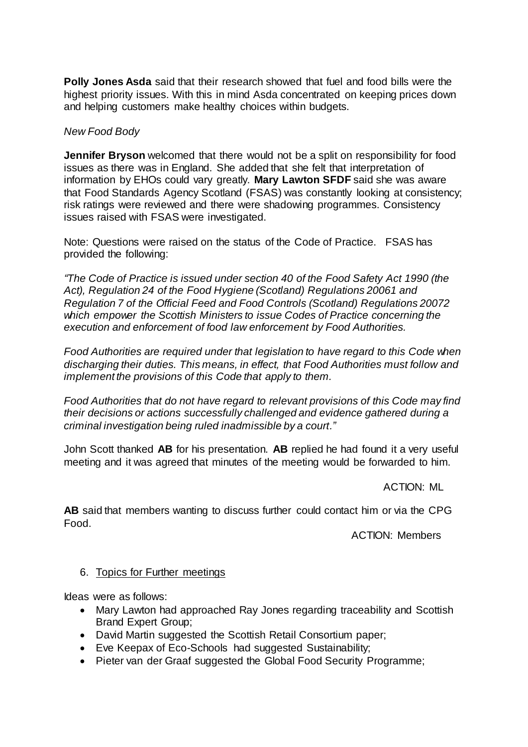**Polly Jones Asda** said that their research showed that fuel and food bills were the highest priority issues. With this in mind Asda concentrated on keeping prices down and helping customers make healthy choices within budgets.

*New Food Body*

**Jennifer Bryson** welcomed that there would not be a split on responsibility for food issues as there was in England. She added that she felt that interpretation of information by EHOs could vary greatly. **Mary Lawton SFDF** said she was aware that Food Standards Agency Scotland (FSAS) was constantly looking at consistency; risk ratings were reviewed and there were shadowing programmes. Consistency issues raised with FSAS were investigated.

Note: Questions were raised on the status of the Code of Practice. FSAS has provided the following:

*"The Code of Practice is issued under section 40 of the Food Safety Act 1990 (the Act), Regulation 24 of the Food Hygiene (Scotland) Regulations 2006[1] and Regulation 7 of the Official Feed and Food Controls (Scotland) Regulations 2007[2] which empower the Scottish Ministers to issue Codes of Practice concerning the execution and enforcement of food law enforcement by Food Authorities.*

*Food Authorities are required under that legislation to have regard to this Code when discharging their duties. This means, in effect, that Food Authorities must follow and implement the provisions of this Code that apply to them.*

*Food Authorities that do not have regard to relevant provisions of this Code may find their decisions or actions successfully challenged and evidence gathered during a criminal investigation being ruled inadmissible by a court."*

John Scott thanked **AB** for his presentation. **AB** replied he had found it a very useful meeting and it was agreed that minutes of the meeting would be forwarded to him.

ACTION: ML

**AB** said that members wanting to discuss further could contact him or via the CPG Food.

ACTION: Members

6. Topics for Further meetings

Ideas were as follows:

- Mary Lawton had approached Ray Jones regarding traceability and Scottish Brand Expert Group;
- David Martin suggested the Scottish Retail Consortium paper;
- Eve Keepax of Eco-Schools had suggested Sustainability;
- Pieter van der Graaf suggested the Global Food Security Programme;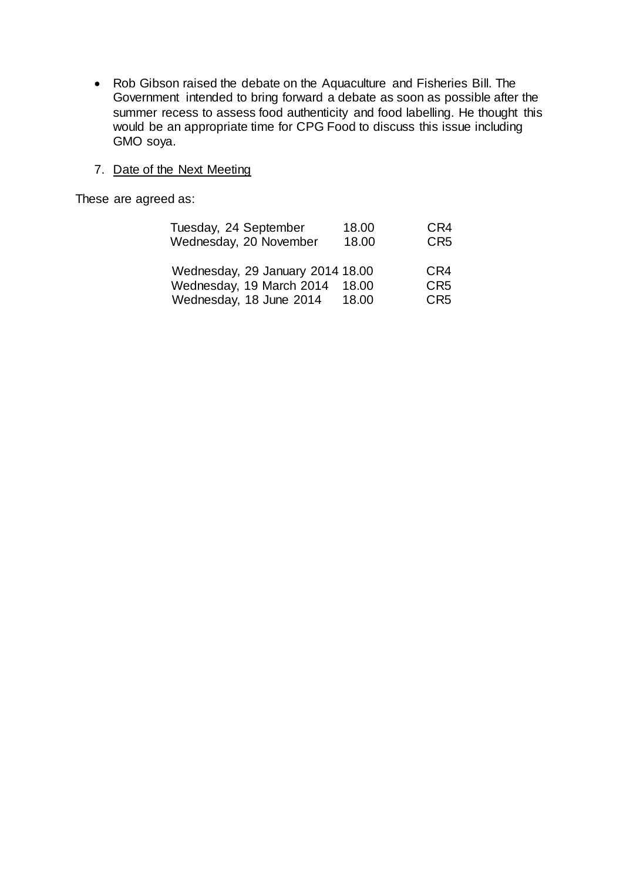- Rob Gibson raised the debate on the Aquaculture and Fisheries Bill. The Government intended to bring forward a debate as soon as possible after the summer recess to assess food authenticity and food labelling. He thought this would be an appropriate time for CPG Food to discuss this issue including GMO soya.

7. Date of the Next Meeting

These are agreed as:

| | | |
|---|---|---|
| Tuesday, 24 September | 18.00 | CR4 |
| Wednesday, 20 November | 18.00 | CR5 |
| Wednesday, 29 January 2014 | 18.00 | CR4 |
| Wednesday, 19 March 2014 | 18.00 | CR5 |
| Wednesday, 18 June 2014 | 18.00 | CR5 |